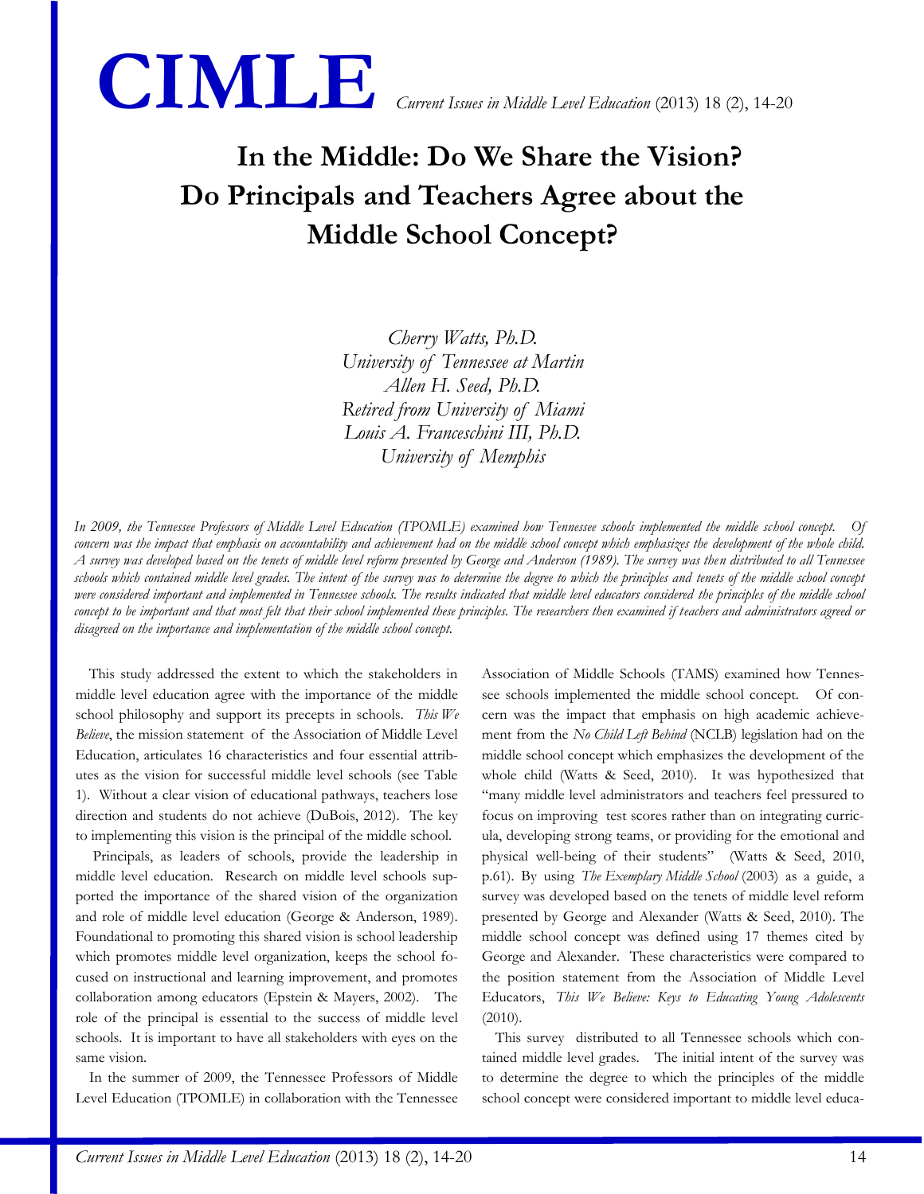# In the Middle: Do We Share the Vision? Do Principals and Teachers Agree about the Middle School Concept?

*Cherry Watts, Ph.D.*
*University of Tennessee at Martin*
*Allen H. Seed, Ph.D.*
*Retired from University of Miami*
*Louis A. Franceschini III, Ph.D.*
*University of Memphis*

*In 2009, the Tennessee Professors of Middle Level Education (TPOMLE) examined how Tennessee schools implemented the middle school concept. Of concern was the impact that emphasis on accountability and achievement had on the middle school concept which emphasizes the development of the whole child. A survey was developed based on the tenets of middle level reform presented by George and Anderson (1989). The survey was then distributed to all Tennessee schools which contained middle level grades. The intent of the survey was to determine the degree to which the principles and tenets of the middle school concept were considered important and implemented in Tennessee schools. The results indicated that middle level educators considered the principles of the middle school concept to be important and that most felt that their school implemented these principles. The researchers then examined if teachers and administrators agreed or disagreed on the importance and implementation of the middle school concept.*

This study addressed the extent to which the stakeholders in middle level education agree with the importance of the middle school philosophy and support its precepts in schools. *This We Believe*, the mission statement of the Association of Middle Level Education, articulates 16 characteristics and four essential attributes as the vision for successful middle level schools (see Table 1). Without a clear vision of educational pathways, teachers lose direction and students do not achieve (DuBois, 2012). The key to implementing this vision is the principal of the middle school.

Principals, as leaders of schools, provide the leadership in middle level education. Research on middle level schools supported the importance of the shared vision of the organization and role of middle level education (George & Anderson, 1989). Foundational to promoting this shared vision is school leadership which promotes middle level organization, keeps the school focused on instructional and learning improvement, and promotes collaboration among educators (Epstein & Mayers, 2002). The role of the principal is essential to the success of middle level schools. It is important to have all stakeholders with eyes on the same vision.

In the summer of 2009, the Tennessee Professors of Middle Level Education (TPOMLE) in collaboration with the Tennessee Association of Middle Schools (TAMS) examined how Tennessee schools implemented the middle school concept. Of concern was the impact that emphasis on high academic achievement from the *No Child Left Behind* (NCLB) legislation had on the middle school concept which emphasizes the development of the whole child (Watts & Seed, 2010). It was hypothesized that "many middle level administrators and teachers feel pressured to focus on improving test scores rather than on integrating curricula, developing strong teams, or providing for the emotional and physical well-being of their students" (Watts & Seed, 2010, p.61). By using *The Exemplary Middle School* (2003) as a guide, a survey was developed based on the tenets of middle level reform presented by George and Alexander (Watts & Seed, 2010). The middle school concept was defined using 17 themes cited by George and Alexander. These characteristics were compared to the position statement from the Association of Middle Level Educators, *This We Believe: Keys to Educating Young Adolescents* (2010).

This survey distributed to all Tennessee schools which contained middle level grades. The initial intent of the survey was to determine the degree to which the principles of the middle school concept were considered important to middle level educa-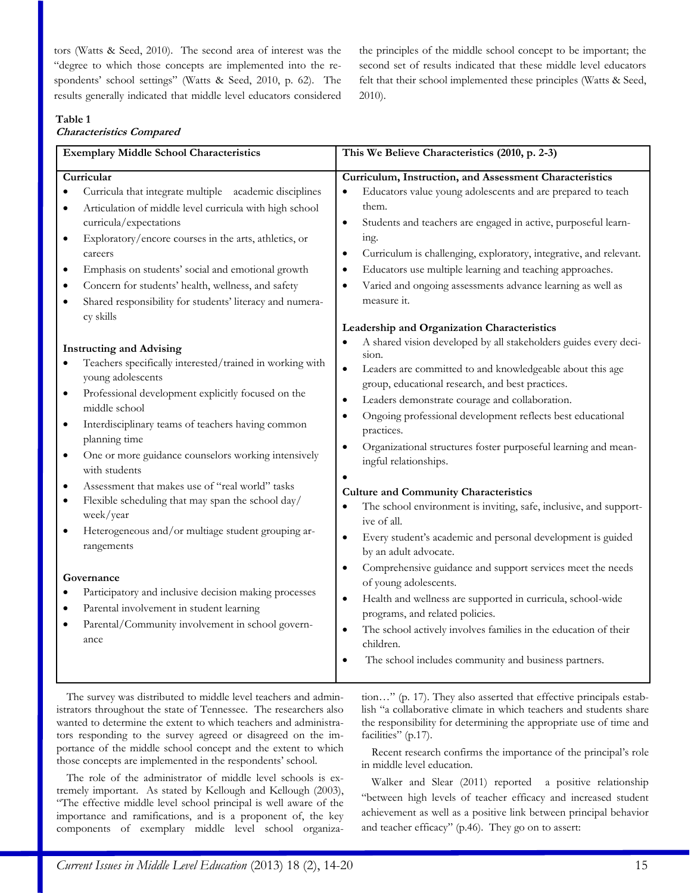tors (Watts & Seed, 2010). The second area of interest was the "degree to which those concepts are implemented into the respondents' school settings" (Watts & Seed, 2010, p. 62). The results generally indicated that middle level educators considered the principles of the middle school concept to be important; the second set of results indicated that these middle level educators felt that their school implemented these principles (Watts & Seed, 2010).

**Table 1**
***Characteristics Compared***

| Exemplary Middle School Characteristics | This We Believe Characteristics (2010, p. 2-3) |
|---|---|
| **Curricular**<br>• Curricula that integrate multiple academic disciplines<br>• Articulation of middle level curricula with high school curricula/expectations<br>• Exploratory/encore courses in the arts, athletics, or careers<br>• Emphasis on students' social and emotional growth<br>• Concern for students' health, wellness, and safety<br>• Shared responsibility for students' literacy and numeracy skills<br><br>**Instructing and Advising**<br>• Teachers specifically interested/trained in working with young adolescents<br>• Professional development explicitly focused on the middle school<br>• Interdisciplinary teams of teachers having common planning time<br>• One or more guidance counselors working intensively with students<br>• Assessment that makes use of "real world" tasks<br>• Flexible scheduling that may span the school day/ week/year<br>• Heterogeneous and/or multiage student grouping arrangements<br><br>**Governance**<br>• Participatory and inclusive decision making processes<br>• Parental involvement in student learning<br>• Parental/Community involvement in school governance | **Curriculum, Instruction, and Assessment Characteristics**<br>• Educators value young adolescents and are prepared to teach them.<br>• Students and teachers are engaged in active, purposeful learning.<br>• Curriculum is challenging, exploratory, integrative, and relevant.<br>• Educators use multiple learning and teaching approaches.<br>• Varied and ongoing assessments advance learning as well as measure it.<br><br>**Leadership and Organization Characteristics**<br>• A shared vision developed by all stakeholders guides every decision.<br>• Leaders are committed to and knowledgeable about this age group, educational research, and best practices.<br>• Leaders demonstrate courage and collaboration.<br>• Ongoing professional development reflects best educational practices.<br>• Organizational structures foster purposeful learning and meaningful relationships.<br>•<br>**Culture and Community Characteristics**<br>• The school environment is inviting, safe, inclusive, and supportive of all.<br>• Every student's academic and personal development is guided by an adult advocate.<br>• Comprehensive guidance and support services meet the needs of young adolescents.<br>• Health and wellness are supported in curricula, school-wide programs, and related policies.<br>• The school actively involves families in the education of their children.<br>• The school includes community and business partners. |

The survey was distributed to middle level teachers and administrators throughout the state of Tennessee. The researchers also wanted to determine the extent to which teachers and administrators responding to the survey agreed or disagreed on the importance of the middle school concept and the extent to which those concepts are implemented in the respondents' school.

The role of the administrator of middle level schools is extremely important. As stated by Kellough and Kellough (2003), "The effective middle level school principal is well aware of the importance and ramifications, and is a proponent of, the key components of exemplary middle level school organization…" (p. 17). They also asserted that effective principals establish "a collaborative climate in which teachers and students share the responsibility for determining the appropriate use of time and facilities" (p.17).

Recent research confirms the importance of the principal's role in middle level education.

Walker and Slear (2011) reported a positive relationship "between high levels of teacher efficacy and increased student achievement as well as a positive link between principal behavior and teacher efficacy" (p.46). They go on to assert: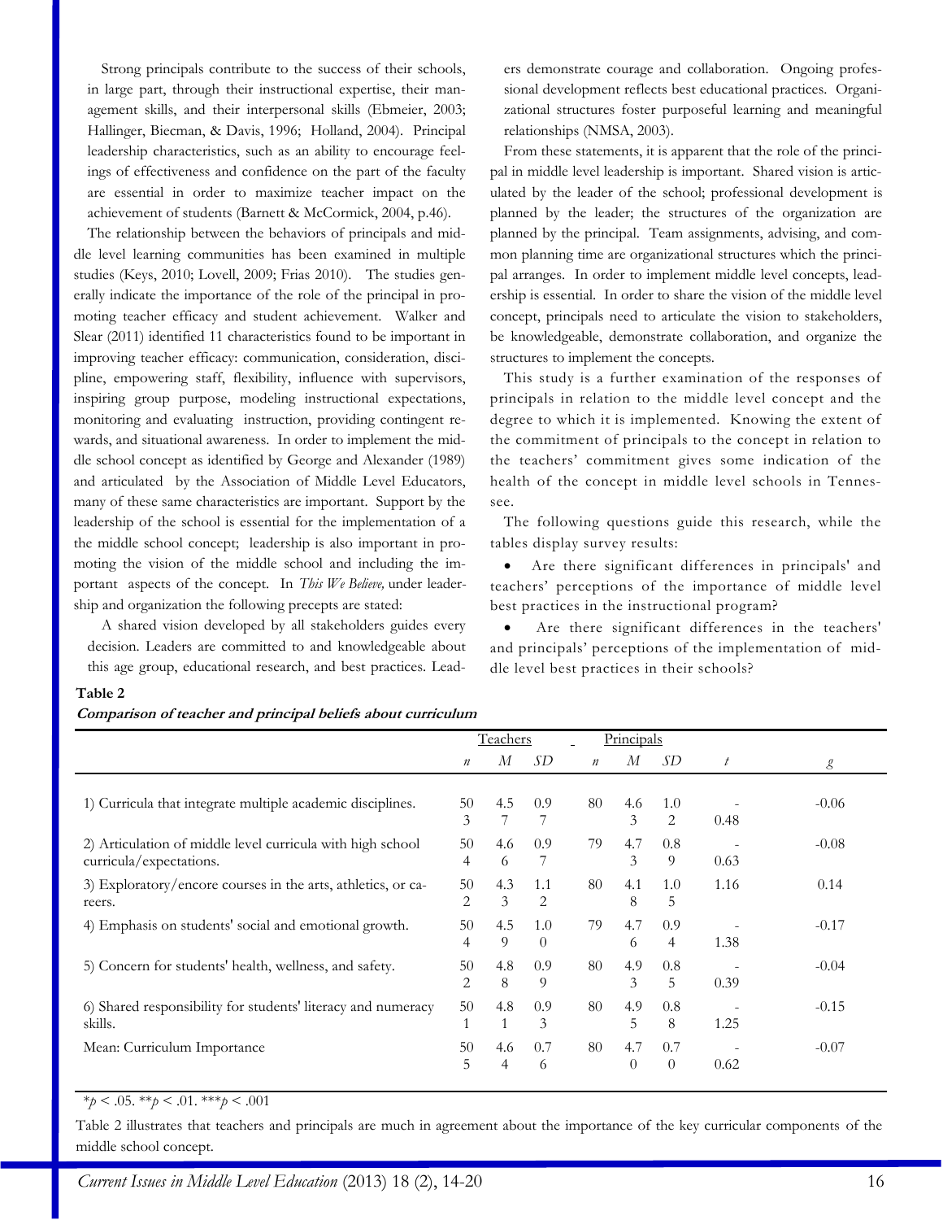Strong principals contribute to the success of their schools, in large part, through their instructional expertise, their management skills, and their interpersonal skills (Ebmeier, 2003; Hallinger, Biecman, & Davis, 1996; Holland, 2004). Principal leadership characteristics, such as an ability to encourage feelings of effectiveness and confidence on the part of the faculty are essential in order to maximize teacher impact on the achievement of students (Barnett & McCormick, 2004, p.46).

The relationship between the behaviors of principals and middle level learning communities has been examined in multiple studies (Keys, 2010; Lovell, 2009; Frias 2010). The studies generally indicate the importance of the role of the principal in promoting teacher efficacy and student achievement. Walker and Slear (2011) identified 11 characteristics found to be important in improving teacher efficacy: communication, consideration, discipline, empowering staff, flexibility, influence with supervisors, inspiring group purpose, modeling instructional expectations, monitoring and evaluating instruction, providing contingent rewards, and situational awareness. In order to implement the middle school concept as identified by George and Alexander (1989) and articulated by the Association of Middle Level Educators, many of these same characteristics are important. Support by the leadership of the school is essential for the implementation of a the middle school concept; leadership is also important in promoting the vision of the middle school and including the important aspects of the concept. In *This We Believe,* under leadership and organization the following precepts are stated:

> A shared vision developed by all stakeholders guides every decision. Leaders are committed to and knowledgeable about this age group, educational research, and best practices. Leaders demonstrate courage and collaboration. Ongoing professional development reflects best educational practices. Organizational structures foster purposeful learning and meaningful relationships (NMSA, 2003).

From these statements, it is apparent that the role of the principal in middle level leadership is important. Shared vision is articulated by the leader of the school; professional development is planned by the leader; the structures of the organization are planned by the principal. Team assignments, advising, and common planning time are organizational structures which the principal arranges. In order to implement middle level concepts, leadership is essential. In order to share the vision of the middle level concept, principals need to articulate the vision to stakeholders, be knowledgeable, demonstrate collaboration, and organize the structures to implement the concepts.

This study is a further examination of the responses of principals in relation to the middle level concept and the degree to which it is implemented. Knowing the extent of the commitment of principals to the concept in relation to the teachers' commitment gives some indication of the health of the concept in middle level schools in Tennessee.

The following questions guide this research, while the tables display survey results:

- Are there significant differences in principals' and teachers' perceptions of the importance of middle level best practices in the instructional program?
- Are there significant differences in the teachers' and principals' perceptions of the implementation of middle level best practices in their schools?

**Table 2**

***Comparison of teacher and principal beliefs about curriculum***

| | Teachers | | | Principals | | | | |
|---|---|---|---|---|---|---|---|---|
| | *n* | *M* | *SD* | *n* | *M* | *SD* | *t* | *g* |
| 1) Curricula that integrate multiple academic disciplines. | 503 | 4.57 | 0.97 | 80 | 4.63 | 1.02 | -0.48 | -0.06 |
| 2) Articulation of middle level curricula with high school curricula/expectations. | 504 | 4.66 | 0.97 | 79 | 4.73 | 0.89 | -0.63 | -0.08 |
| 3) Exploratory/encore courses in the arts, athletics, or careers. | 502 | 4.33 | 1.12 | 80 | 4.18 | 1.05 | 1.16 | 0.14 |
| 4) Emphasis on students' social and emotional growth. | 504 | 4.59 | 1.00 | 79 | 4.76 | 0.94 | -1.38 | -0.17 |
| 5) Concern for students' health, wellness, and safety. | 502 | 4.88 | 0.99 | 80 | 4.93 | 0.85 | -0.39 | -0.04 |
| 6) Shared responsibility for students' literacy and numeracy skills. | 501 | 4.81 | 0.93 | 80 | 4.95 | 0.88 | -1.25 | -0.15 |
| Mean: Curriculum Importance | 505 | 4.64 | 0.76 | 80 | 4.70 | 0.70 | -0.62 | -0.07 |

*$p < .05$. **$p < .01$. ***$p < .001$

Table 2 illustrates that teachers and principals are much in agreement about the importance of the key curricular components of the middle school concept.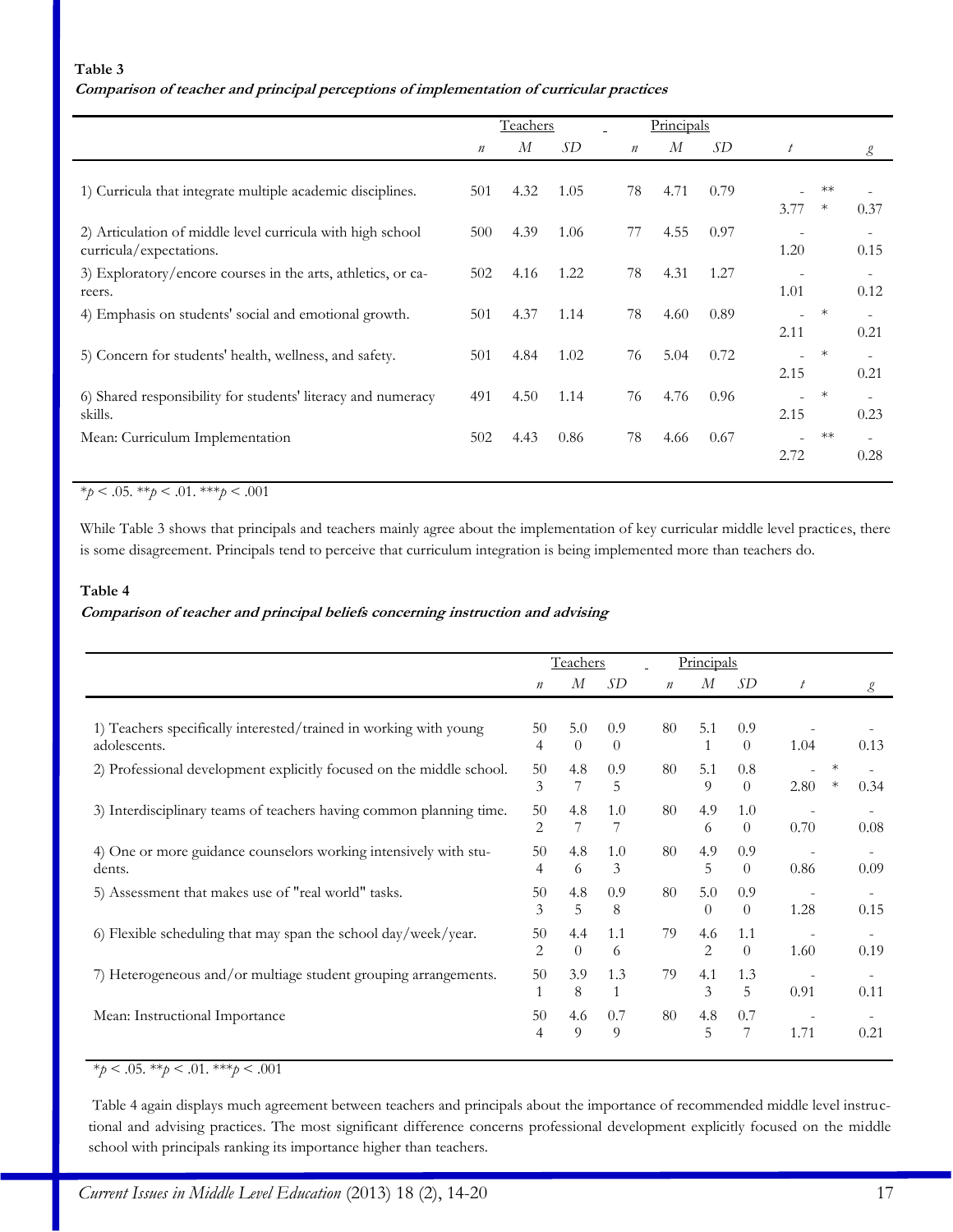**Table 3**

***Comparison of teacher and principal perceptions of implementation of curricular practices***

| | Teachers | | | Principals | | | | |
|---|---|---|---|---|---|---|---|---|
| | *n* | *M* | *SD* | *n* | *M* | *SD* | *t* | *g* |
| 1) Curricula that integrate multiple academic disciplines. | 501 | 4.32 | 1.05 | 78 | 4.71 | 0.79 | -3.77*** | -0.37 |
| 2) Articulation of middle level curricula with high school curricula/expectations. | 500 | 4.39 | 1.06 | 77 | 4.55 | 0.97 | -1.20 | -0.15 |
| 3) Exploratory/encore courses in the arts, athletics, or careers. | 502 | 4.16 | 1.22 | 78 | 4.31 | 1.27 | -1.01 | -0.12 |
| 4) Emphasis on students' social and emotional growth. | 501 | 4.37 | 1.14 | 78 | 4.60 | 0.89 | -2.11* | -0.21 |
| 5) Concern for students' health, wellness, and safety. | 501 | 4.84 | 1.02 | 76 | 5.04 | 0.72 | -2.15* | -0.21 |
| 6) Shared responsibility for students' literacy and numeracy skills. | 491 | 4.50 | 1.14 | 76 | 4.76 | 0.96 | -2.15* | -0.23 |
| Mean: Curriculum Implementation | 502 | 4.43 | 0.86 | 78 | 4.66 | 0.67 | -2.72** | -0.28 |

*$p < .05$. **$p < .01$. ***$p < .001$

While Table 3 shows that principals and teachers mainly agree about the implementation of key curricular middle level practices, there is some disagreement. Principals tend to perceive that curriculum integration is being implemented more than teachers do.

**Table 4**

***Comparison of teacher and principal beliefs concerning instruction and advising***

| | Teachers | | | Principals | | | | |
|---|---|---|---|---|---|---|---|---|
| | *n* | *M* | *SD* | *n* | *M* | *SD* | *t* | *g* |
| 1) Teachers specifically interested/trained in working with young adolescents. | 504 | 5.00 | 0.90 | 80 | 5.11 | 0.90 | -1.04 | -0.13 |
| 2) Professional development explicitly focused on the middle school. | 503 | 4.87 | 0.95 | 80 | 5.19 | 0.80 | -2.80** | -0.34 |
| 3) Interdisciplinary teams of teachers having common planning time. | 502 | 4.87 | 1.07 | 80 | 4.96 | 1.00 | -0.70 | -0.08 |
| 4) One or more guidance counselors working intensively with students. | 504 | 4.86 | 1.03 | 80 | 4.95 | 0.90 | -0.86 | -0.09 |
| 5) Assessment that makes use of "real world" tasks. | 503 | 4.85 | 0.98 | 80 | 5.00 | 0.90 | -1.28 | -0.15 |
| 6) Flexible scheduling that may span the school day/week/year. | 502 | 4.40 | 1.16 | 79 | 4.62 | 1.10 | -1.60 | -0.19 |
| 7) Heterogeneous and/or multiage student grouping arrangements. | 501 | 3.98 | 1.31 | 79 | 4.13 | 1.35 | -0.91 | -0.11 |
| Mean: Instructional Importance | 504 | 4.69 | 0.79 | 80 | 4.85 | 0.77 | -1.71 | -0.21 |

*$p < .05$. **$p < .01$. ***$p < .001$

Table 4 again displays much agreement between teachers and principals about the importance of recommended middle level instructional and advising practices. The most significant difference concerns professional development explicitly focused on the middle school with principals ranking its importance higher than teachers.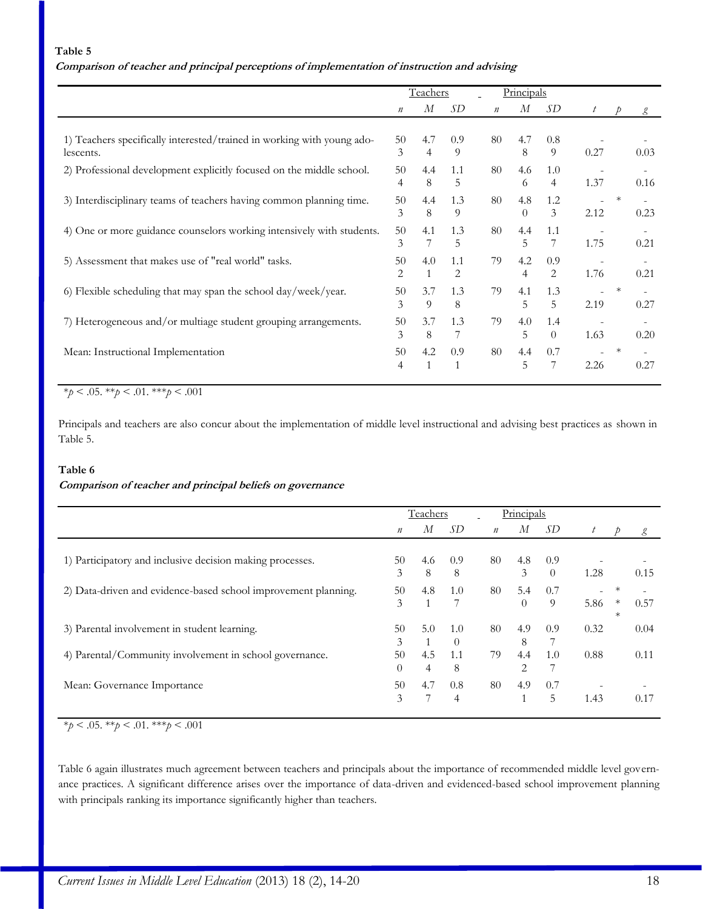**Table 5**

***Comparison of teacher and principal perceptions of implementation of instruction and advising***

| | Teachers | | | Principals | | | | | |
|---|---|---|---|---|---|---|---|---|---|
| | *n* | *M* | *SD* | *n* | *M* | *SD* | *t* | *p* | *g* |
| 1) Teachers specifically interested/trained in working with young adolescents. | 503 | 4.74 | 0.99 | 80 | 4.78 | 0.89 | -0.27 | | -0.03 |
| 2) Professional development explicitly focused on the middle school. | 504 | 4.48 | 1.15 | 80 | 4.66 | 1.04 | -1.37 | | -0.16 |
| 3) Interdisciplinary teams of teachers having common planning time. | 503 | 4.48 | 1.39 | 80 | 4.80 | 1.23 | -2.12 | * | -0.23 |
| 4) One or more guidance counselors working intensively with students. | 503 | 4.17 | 1.35 | 80 | 4.45 | 1.17 | -1.75 | | -0.21 |
| 5) Assessment that makes use of "real world" tasks. | 502 | 4.01 | 1.12 | 79 | 4.24 | 0.92 | -1.76 | | -0.21 |
| 6) Flexible scheduling that may span the school day/week/year. | 503 | 3.79 | 1.38 | 79 | 4.15 | 1.35 | -2.19 | * | -0.27 |
| 7) Heterogeneous and/or multiage student grouping arrangements. | 503 | 3.78 | 1.37 | 79 | 4.05 | 1.40 | -1.63 | | -0.20 |
| Mean: Instructional Implementation | 504 | 4.21 | 0.91 | 80 | 4.45 | 0.77 | -2.26 | * | -0.27 |

*p < .05. **p < .01. ***p < .001

Principals and teachers are also concur about the implementation of middle level instructional and advising best practices as shown in Table 5.

**Table 6**

***Comparison of teacher and principal beliefs on governance***

| | Teachers | | | Principals | | | | | |
|---|---|---|---|---|---|---|---|---|---|
| | *n* | *M* | *SD* | *n* | *M* | *SD* | *t* | *p* | *g* |
| 1) Participatory and inclusive decision making processes. | 503 | 4.68 | 0.98 | 80 | 4.83 | 0.90 | -1.28 | | -0.15 |
| 2) Data-driven and evidence-based school improvement planning. | 503 | 4.81 | 1.07 | 80 | 5.40 | 0.79 | -5.86 | *** | -0.57 |
| 3) Parental involvement in student learning. | 503 | 5.01 | 1.00 | 80 | 4.98 | 0.97 | 0.32 | | 0.04 |
| 4) Parental/Community involvement in school governance. | 500 | 4.54 | 1.18 | 79 | 4.42 | 1.07 | 0.88 | | 0.11 |
| Mean: Governance Importance | 503 | 4.77 | 0.84 | 80 | 4.91 | 0.75 | -1.43 | | -0.17 |

*p < .05. **p < .01. ***p < .001

Table 6 again illustrates much agreement between teachers and principals about the importance of recommended middle level governance practices. A significant difference arises over the importance of data-driven and evidenced-based school improvement planning with principals ranking its importance significantly higher than teachers.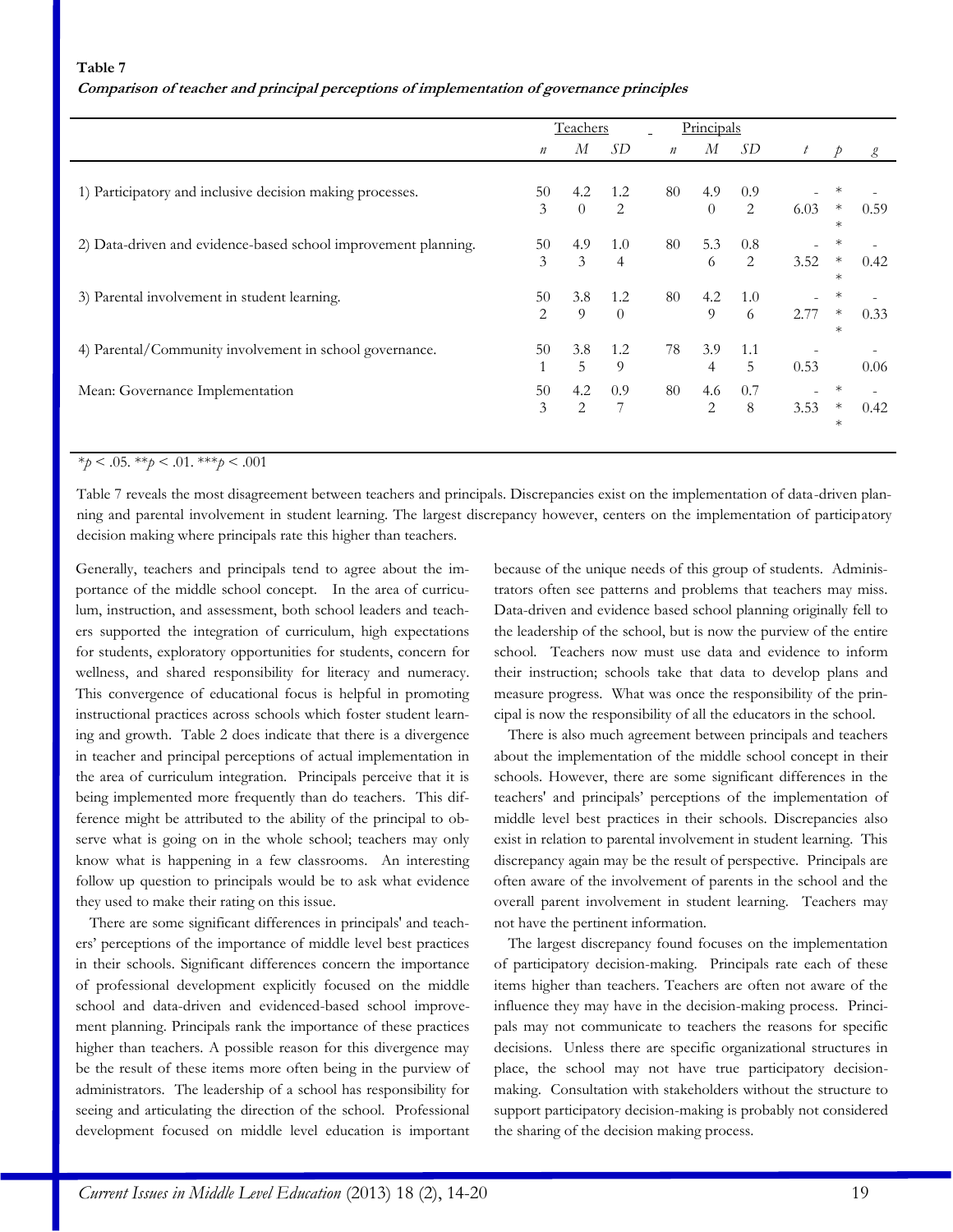**Table 7**

***Comparison of teacher and principal perceptions of implementation of governance principles***

| | Teachers | | | Principals | | | | | |
|---|---|---|---|---|---|---|---|---|---|
| | *n* | *M* | *SD* | *n* | *M* | *SD* | *t* | *p* | *g* |
| 1) Participatory and inclusive decision making processes. | 503 | 4.20 | 1.22 | 80 | 4.90 | 0.92 | -6.03 | *** | -0.59 |
| 2) Data-driven and evidence-based school improvement planning. | 503 | 4.93 | 1.04 | 80 | 5.36 | 0.82 | -3.52 | *** | -0.42 |
| 3) Parental involvement in student learning. | 502 | 3.89 | 1.20 | 80 | 4.29 | 1.06 | -2.77 | *** | -0.33 |
| 4) Parental/Community involvement in school governance. | 501 | 3.85 | 1.29 | 78 | 3.94 | 1.15 | -0.53 | | -0.06 |
| Mean: Governance Implementation | 503 | 4.22 | 0.97 | 80 | 4.62 | 0.78 | -3.53 | *** | -0.42 |

$^*p < .05$. $^{**}p < .01$. $^{***}p < .001$

Table 7 reveals the most disagreement between teachers and principals. Discrepancies exist on the implementation of data-driven planning and parental involvement in student learning. The largest discrepancy however, centers on the implementation of participatory decision making where principals rate this higher than teachers.

Generally, teachers and principals tend to agree about the importance of the middle school concept. In the area of curriculum, instruction, and assessment, both school leaders and teachers supported the integration of curriculum, high expectations for students, exploratory opportunities for students, concern for wellness, and shared responsibility for literacy and numeracy. This convergence of educational focus is helpful in promoting instructional practices across schools which foster student learning and growth. Table 2 does indicate that there is a divergence in teacher and principal perceptions of actual implementation in the area of curriculum integration. Principals perceive that it is being implemented more frequently than do teachers. This difference might be attributed to the ability of the principal to observe what is going on in the whole school; teachers may only know what is happening in a few classrooms. An interesting follow up question to principals would be to ask what evidence they used to make their rating on this issue.

There are some significant differences in principals' and teachers' perceptions of the importance of middle level best practices in their schools. Significant differences concern the importance of professional development explicitly focused on the middle school and data-driven and evidenced-based school improvement planning. Principals rank the importance of these practices higher than teachers. A possible reason for this divergence may be the result of these items more often being in the purview of administrators. The leadership of a school has responsibility for seeing and articulating the direction of the school. Professional development focused on middle level education is important because of the unique needs of this group of students. Administrators often see patterns and problems that teachers may miss. Data-driven and evidence based school planning originally fell to the leadership of the school, but is now the purview of the entire school. Teachers now must use data and evidence to inform their instruction; schools take that data to develop plans and measure progress. What was once the responsibility of the principal is now the responsibility of all the educators in the school.

There is also much agreement between principals and teachers about the implementation of the middle school concept in their schools. However, there are some significant differences in the teachers' and principals' perceptions of the implementation of middle level best practices in their schools. Discrepancies also exist in relation to parental involvement in student learning. This discrepancy again may be the result of perspective. Principals are often aware of the involvement of parents in the school and the overall parent involvement in student learning. Teachers may not have the pertinent information.

The largest discrepancy found focuses on the implementation of participatory decision-making. Principals rate each of these items higher than teachers. Teachers are often not aware of the influence they may have in the decision-making process. Principals may not communicate to teachers the reasons for specific decisions. Unless there are specific organizational structures in place, the school may not have true participatory decision-making. Consultation with stakeholders without the structure to support participatory decision-making is probably not considered the sharing of the decision making process.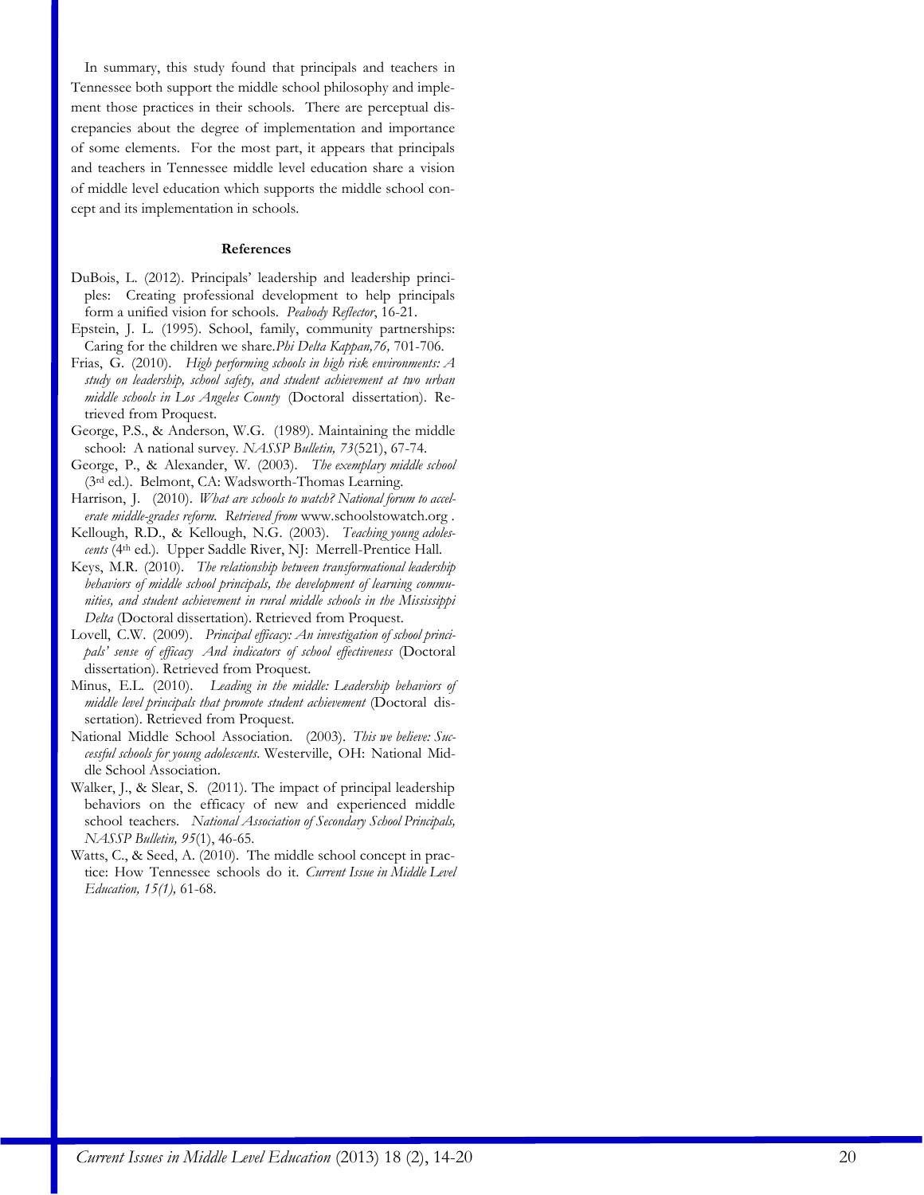In summary, this study found that principals and teachers in Tennessee both support the middle school philosophy and implement those practices in their schools. There are perceptual discrepancies about the degree of implementation and importance of some elements. For the most part, it appears that principals and teachers in Tennessee middle level education share a vision of middle level education which supports the middle school concept and its implementation in schools.

### References

DuBois, L. (2012). Principals' leadership and leadership principles: Creating professional development to help principals form a unified vision for schools. *Peabody Reflector*, 16-21.

Epstein, J. L. (1995). School, family, community partnerships: Caring for the children we share.*Phi Delta Kappan,76,* 701-706.

Frias, G. (2010). *High performing schools in high risk environments: A study on leadership, school safety, and student achievement at two urban middle schools in Los Angeles County* (Doctoral dissertation). Retrieved from Proquest.

George, P.S., & Anderson, W.G. (1989). Maintaining the middle school: A national survey. *NASSP Bulletin, 73*(521), 67-74.

George, P., & Alexander, W. (2003). *The exemplary middle school* (3rd ed.). Belmont, CA: Wadsworth-Thomas Learning.

Harrison, J. (2010). *What are schools to watch? National forum to accelerate middle-grades reform. Retrieved from* www.schoolstowatch.org .

Kellough, R.D., & Kellough, N.G. (2003). *Teaching young adolescents* (4th ed.). Upper Saddle River, NJ: Merrell-Prentice Hall.

Keys, M.R. (2010). *The relationship between transformational leadership behaviors of middle school principals, the development of learning communities, and student achievement in rural middle schools in the Mississippi Delta* (Doctoral dissertation). Retrieved from Proquest.

Lovell, C.W. (2009). *Principal efficacy: An investigation of school principals' sense of efficacy And indicators of school effectiveness* (Doctoral dissertation). Retrieved from Proquest.

Minus, E.L. (2010). *Leading in the middle: Leadership behaviors of middle level principals that promote student achievement* (Doctoral dissertation). Retrieved from Proquest.

National Middle School Association. (2003). *This we believe: Successful schools for young adolescents.* Westerville, OH: National Middle School Association.

Walker, J., & Slear, S. (2011). The impact of principal leadership behaviors on the efficacy of new and experienced middle school teachers. *National Association of Secondary School Principals, NASSP Bulletin, 95*(1), 46-65.

Watts, C., & Seed, A. (2010). The middle school concept in practice: How Tennessee schools do it. *Current Issue in Middle Level Education, 15(1),* 61-68.